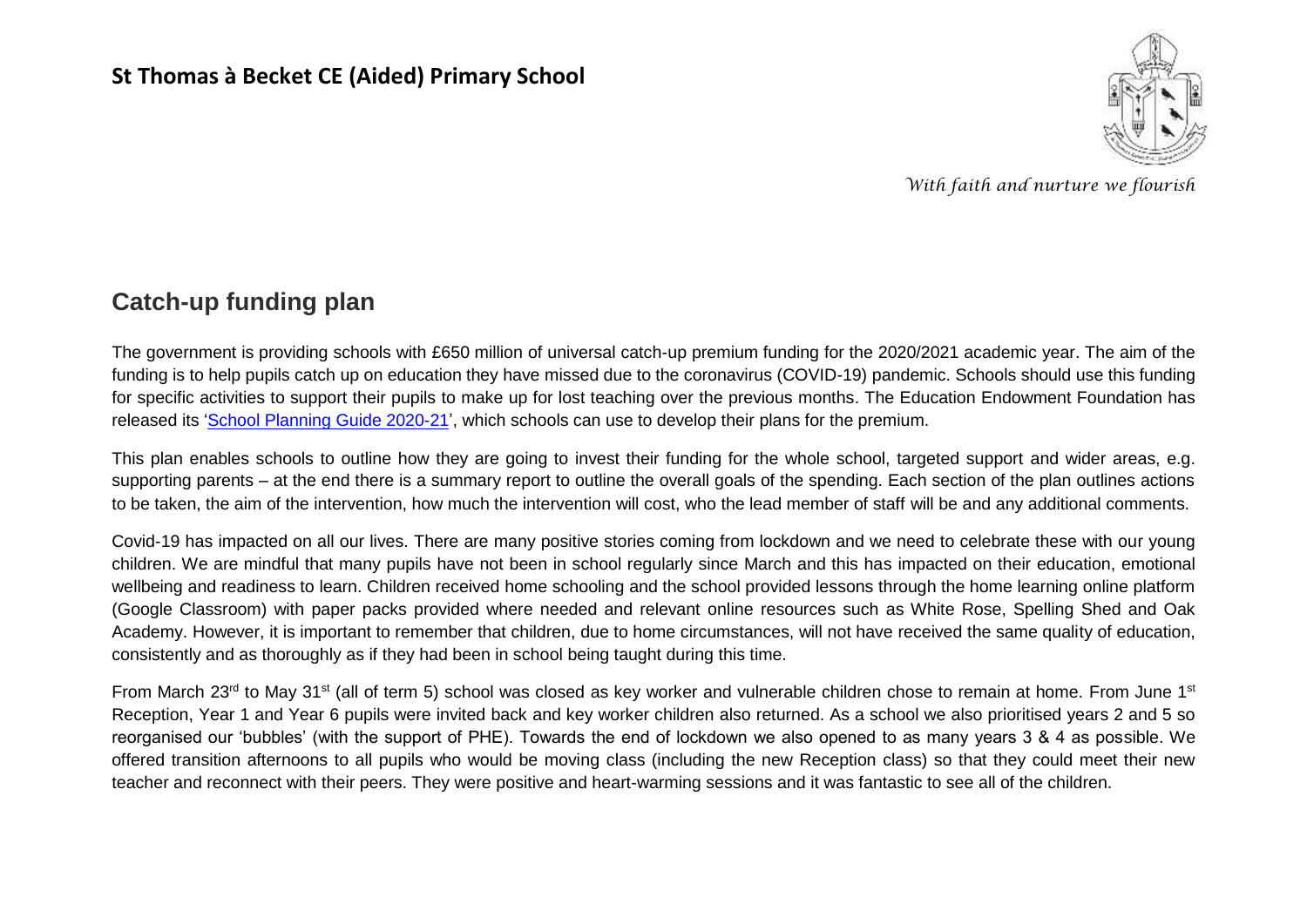# St Thomas à Becket CE (Aided) Primary School

*With faith and nurture we flourish*

## Catch-up funding plan

The government is providing schools with £650 million of universal catch-up premium funding for the 2020/2021 academic year. The aim of the funding is to help pupils catch up on education they have missed due to the coronavirus (COVID-19) pandemic. Schools should use this funding for specific activities to support their pupils to make up for lost teaching over the previous months. The Education Endowment Foundation has released its '[School Planning Guide 2020-21](#)', which schools can use to develop their plans for the premium.

This plan enables schools to outline how they are going to invest their funding for the whole school, targeted support and wider areas, e.g. supporting parents – at the end there is a summary report to outline the overall goals of the spending. Each section of the plan outlines actions to be taken, the aim of the intervention, how much the intervention will cost, who the lead member of staff will be and any additional comments.

Covid-19 has impacted on all our lives. There are many positive stories coming from lockdown and we need to celebrate these with our young children. We are mindful that many pupils have not been in school regularly since March and this has impacted on their education, emotional wellbeing and readiness to learn. Children received home schooling and the school provided lessons through the home learning online platform (Google Classroom) with paper packs provided where needed and relevant online resources such as White Rose, Spelling Shed and Oak Academy. However, it is important to remember that children, due to home circumstances, will not have received the same quality of education, consistently and as thoroughly as if they had been in school being taught during this time.

From March 23rd to May 31st (all of term 5) school was closed as key worker and vulnerable children chose to remain at home. From June 1st Reception, Year 1 and Year 6 pupils were invited back and key worker children also returned. As a school we also prioritised years 2 and 5 so reorganised our 'bubbles' (with the support of PHE). Towards the end of lockdown we also opened to as many years 3 & 4 as possible. We offered transition afternoons to all pupils who would be moving class (including the new Reception class) so that they could meet their new teacher and reconnect with their peers. They were positive and heart-warming sessions and it was fantastic to see all of the children.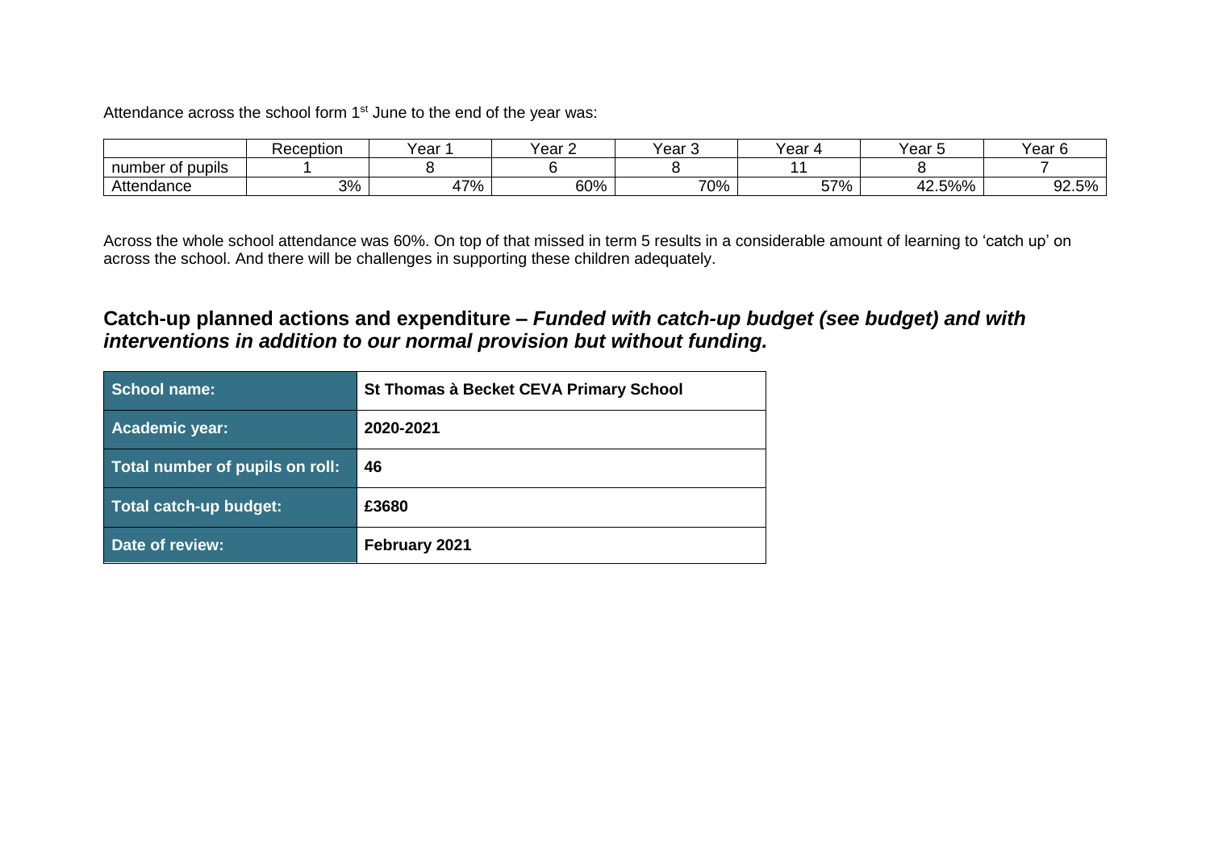Attendance across the school form 1st June to the end of the year was:

| | Reception | Year 1 | Year 2 | Year 3 | Year 4 | Year 5 | Year 6 |
|---|---|---|---|---|---|---|---|
| number of pupils | 1 | 8 | 6 | 8 | 11 | 8 | 7 |
| Attendance | 3% | 47% | 60% | 70% | 57% | 42.5%% | 92.5% |

Across the whole school attendance was 60%. On top of that missed in term 5 results in a considerable amount of learning to 'catch up' on across the school. And there will be challenges in supporting these children adequately.

## Catch-up planned actions and expenditure – *Funded with catch-up budget (see budget) and with interventions in addition to our normal provision but without funding.*

| | |
|---|---|
| **School name:** | **St Thomas à Becket CEVA Primary School** |
| **Academic year:** | **2020-2021** |
| **Total number of pupils on roll:** | **46** |
| **Total catch-up budget:** | **£3680** |
| **Date of review:** | **February 2021** |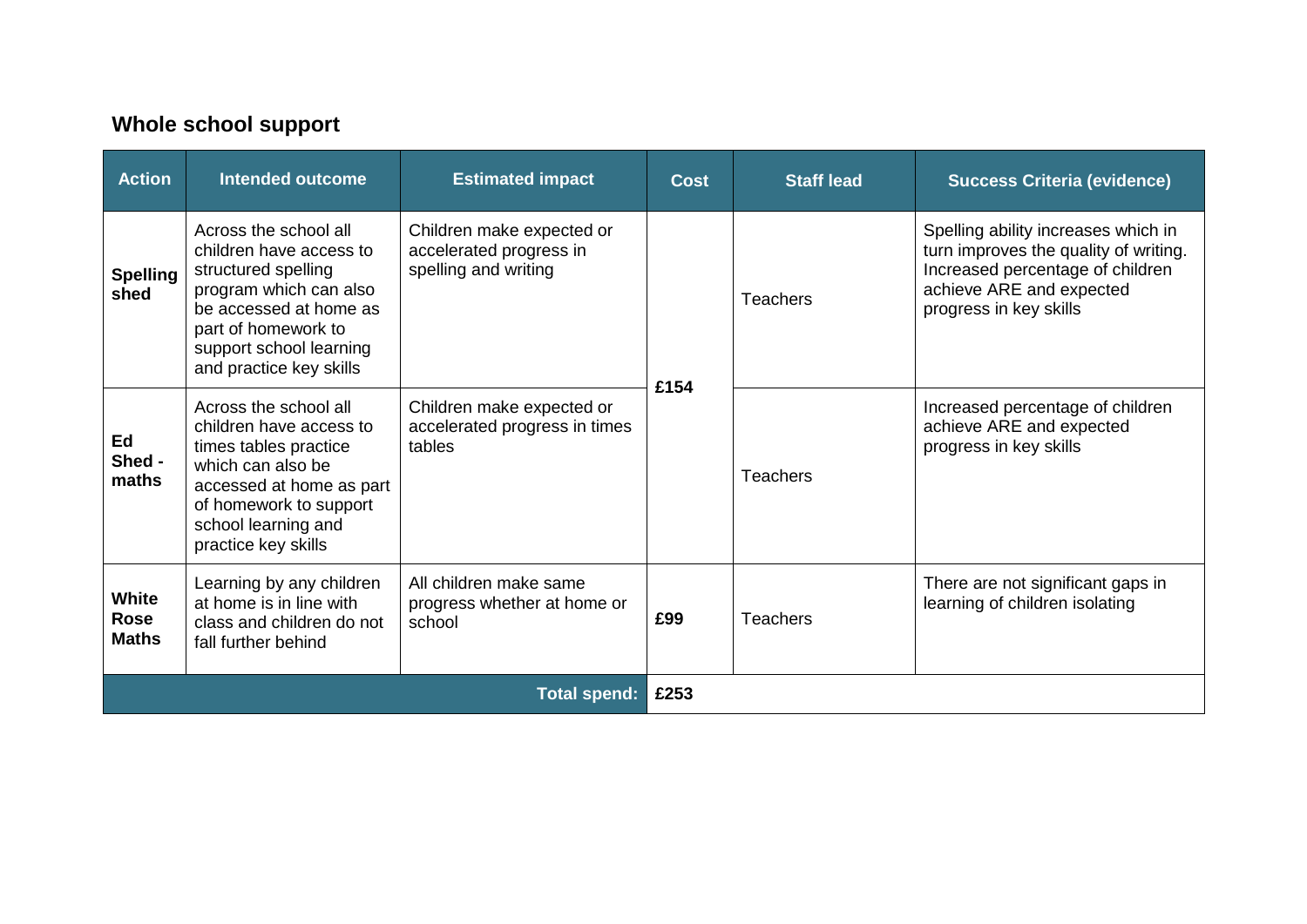## Whole school support

| Action | Intended outcome | Estimated impact | Cost | Staff lead | Success Criteria (evidence) |
|---|---|---|---|---|---|
| **Spelling shed** | Across the school all children have access to structured spelling program which can also be accessed at home as part of homework to support school learning and practice key skills | Children make expected or accelerated progress in spelling and writing | **£154** | Teachers | Spelling ability increases which in turn improves the quality of writing. Increased percentage of children achieve ARE and expected progress in key skills |
| **Ed Shed - maths** | Across the school all children have access to times tables practice which can also be accessed at home as part of homework to support school learning and practice key skills | Children make expected or accelerated progress in times tables | | Teachers | Increased percentage of children achieve ARE and expected progress in key skills |
| **White Rose Maths** | Learning by any children at home is in line with class and children do not fall further behind | All children make same progress whether at home or school | **£99** | Teachers | There are not significant gaps in learning of children isolating |
| | | **Total spend:** | **£253** | | |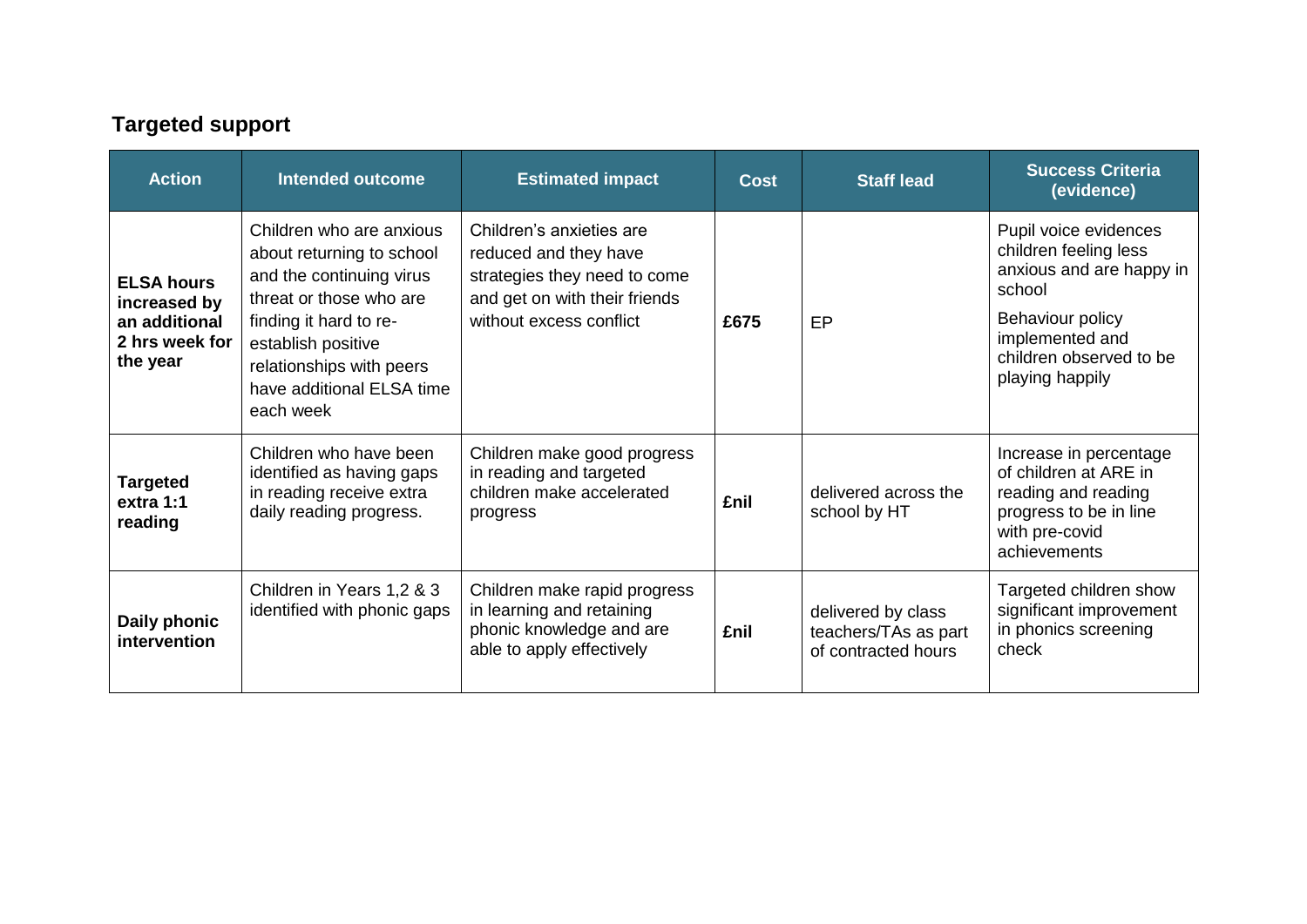## Targeted support

| Action | Intended outcome | Estimated impact | Cost | Staff lead | Success Criteria (evidence) |
|---|---|---|---|---|---|
| **ELSA hours increased by an additional 2 hrs week for the year** | Children who are anxious about returning to school and the continuing virus threat or those who are finding it hard to re-establish positive relationships with peers have additional ELSA time each week | Children's anxieties are reduced and they have strategies they need to come and get on with their friends without excess conflict | **£675** | EP | Pupil voice evidences children feeling less anxious and are happy in school<br>Behaviour policy implemented and children observed to be playing happily |
| **Targeted extra 1:1 reading** | Children who have been identified as having gaps in reading receive extra daily reading progress. | Children make good progress in reading and targeted children make accelerated progress | **£nil** | delivered across the school by HT | Increase in percentage of children at ARE in reading and reading progress to be in line with pre-covid achievements |
| **Daily phonic intervention** | Children in Years 1,2 & 3 identified with phonic gaps | Children make rapid progress in learning and retaining phonic knowledge and are able to apply effectively | **£nil** | delivered by class teachers/TAs as part of contracted hours | Targeted children show significant improvement in phonics screening check |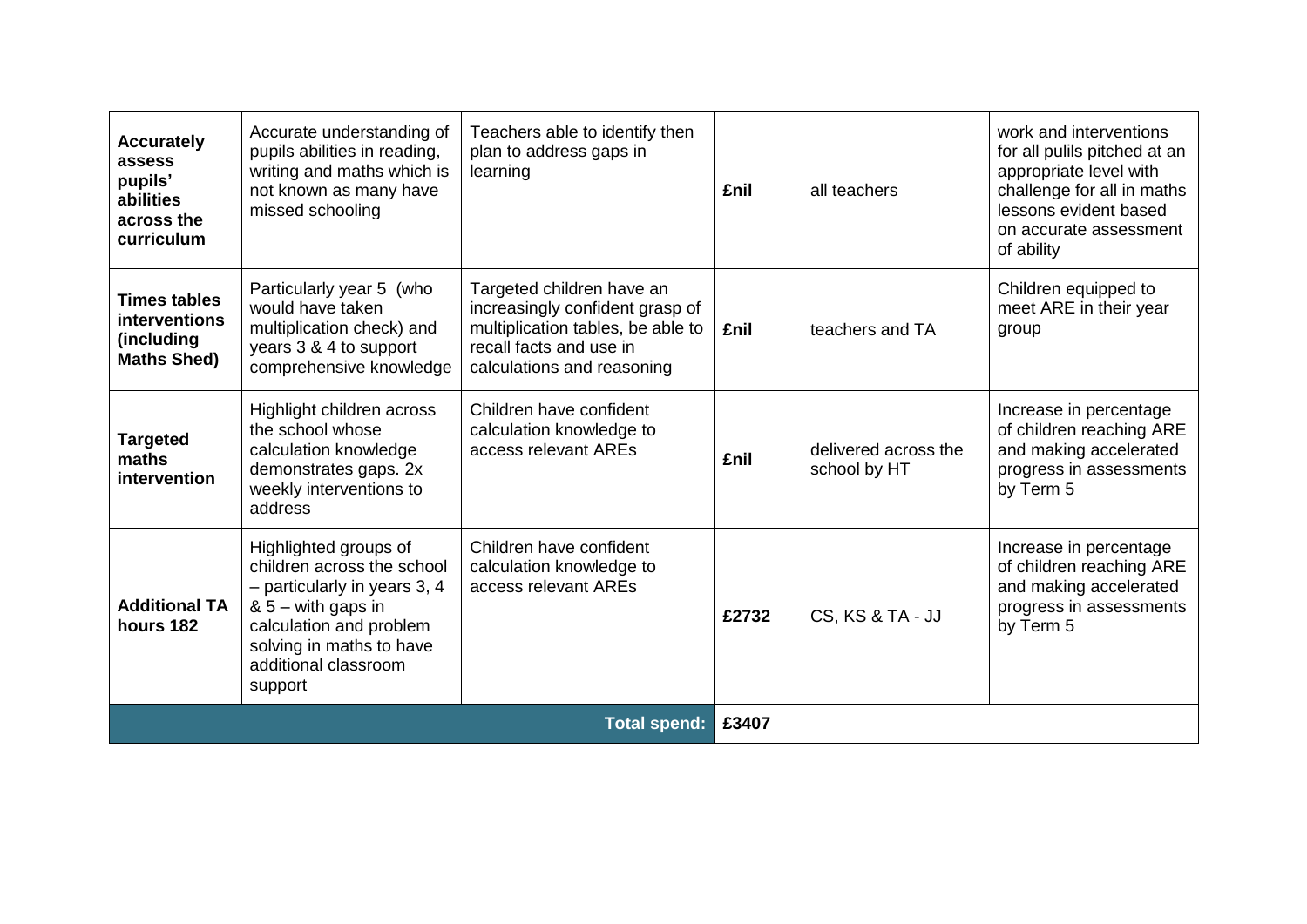| **Accurately assess pupils' abilities across the curriculum** | Accurate understanding of pupils abilities in reading, writing and maths which is not known as many have missed schooling | Teachers able to identify then plan to address gaps in learning | **£nil** | all teachers | work and interventions for all pulils pitched at an appropriate level with challenge for all in maths lessons evident based on accurate assessment of ability |
|---|---|---|---|---|---|
| **Times tables interventions (including Maths Shed)** | Particularly year 5 (who would have taken multiplication check) and years 3 & 4 to support comprehensive knowledge | Targeted children have an increasingly confident grasp of multiplication tables, be able to recall facts and use in calculations and reasoning | **£nil** | teachers and TA | Children equipped to meet ARE in their year group |
| **Targeted maths intervention** | Highlight children across the school whose calculation knowledge demonstrates gaps. 2x weekly interventions to address | Children have confident calculation knowledge to access relevant AREs | **£nil** | delivered across the school by HT | Increase in percentage of children reaching ARE and making accelerated progress in assessments by Term 5 |
| **Additional TA hours 182** | Highlighted groups of children across the school – particularly in years 3, 4 & 5 – with gaps in calculation and problem solving in maths to have additional classroom support | Children have confident calculation knowledge to access relevant AREs | **£2732** | CS, KS & TA - JJ | Increase in percentage of children reaching ARE and making accelerated progress in assessments by Term 5 |
| | | **Total spend:** | **£3407** | | |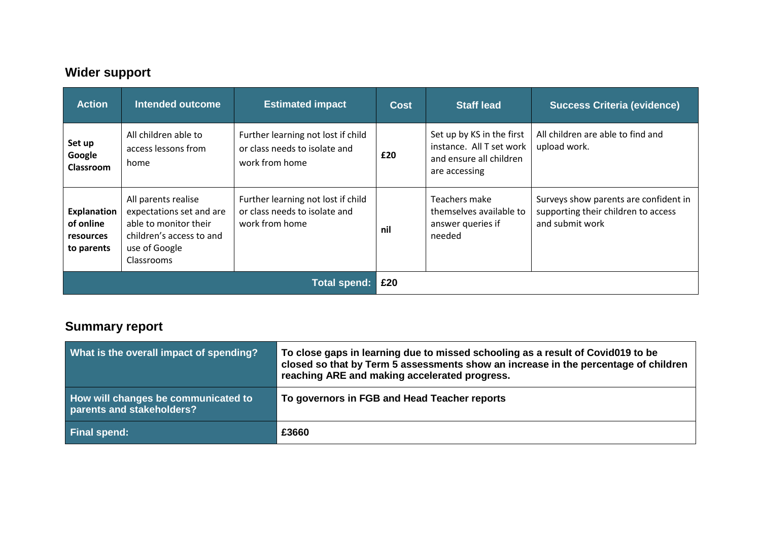## Wider support

| Action | Intended outcome | Estimated impact | Cost | Staff lead | Success Criteria (evidence) |
|---|---|---|---|---|---|
| **Set up Google Classroom** | All children able to access lessons from home | Further learning not lost if child or class needs to isolate and work from home | **£20** | Set up by KS in the first instance. All T set work and ensure all children are accessing | All children are able to find and upload work. |
| **Explanation of online resources to parents** | All parents realise expectations set and are able to monitor their children's access to and use of Google Classrooms | Further learning not lost if child or class needs to isolate and work from home | **nil** | Teachers make themselves available to answer queries if needed | Surveys show parents are confident in supporting their children to access and submit work |
| | | **Total spend:** | **£20** | | |

## Summary report

| | |
|---|---|
| **What is the overall impact of spending?** | **To close gaps in learning due to missed schooling as a result of Covid019 to be closed so that by Term 5 assessments show an increase in the percentage of children reaching ARE and making accelerated progress.** |
| **How will changes be communicated to parents and stakeholders?** | **To governors in FGB and Head Teacher reports** |
| **Final spend:** | **£3660** |